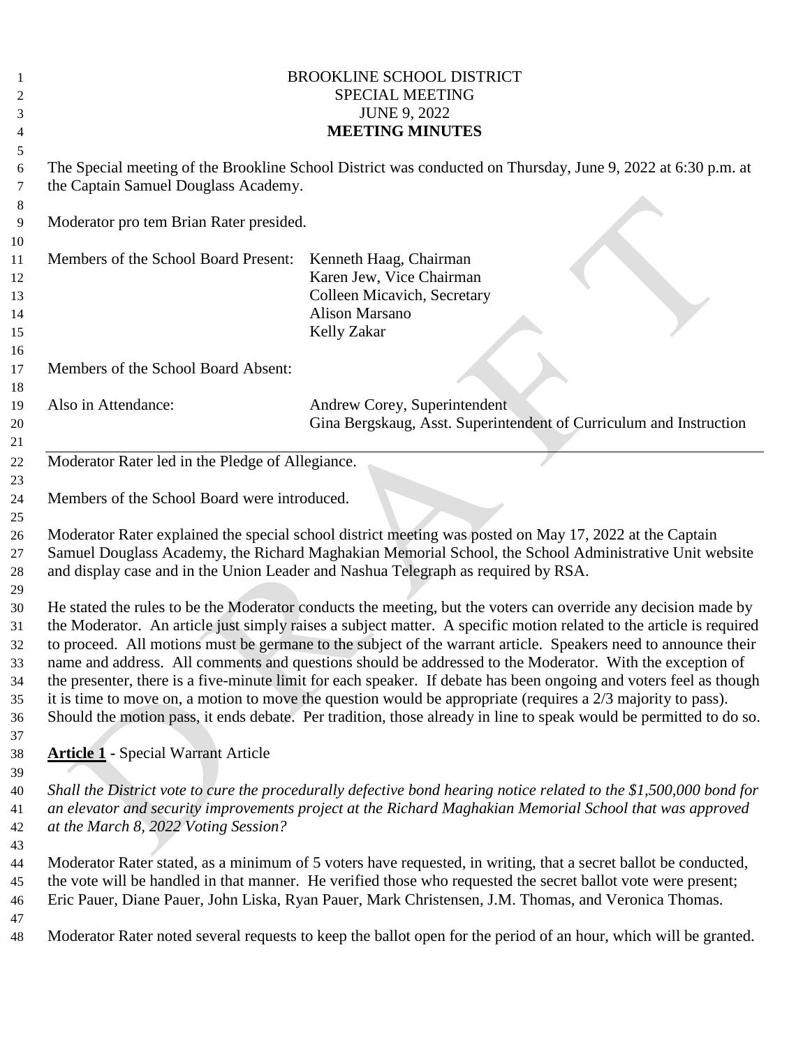# BROOKLINE SCHOOL DISTRICT
## SPECIAL MEETING
## JUNE 9, 2022
## MEETING MINUTES

The Special meeting of the Brookline School District was conducted on Thursday, June 9, 2022 at 6:30 p.m. at the Captain Samuel Douglass Academy.

Moderator pro tem Brian Rater presided.

| Members of the School Board Present: | Kenneth Haag, Chairman |
| --- | --- |
| | Karen Jew, Vice Chairman |
| | Colleen Micavich, Secretary |
| | Alison Marsano |
| | Kelly Zakar |

Members of the School Board Absent:

| Also in Attendance: | Andrew Corey, Superintendent |
| --- | --- |
| | Gina Bergskaug, Asst. Superintendent of Curriculum and Instruction |

---

Moderator Rater led in the Pledge of Allegiance.

Members of the School Board were introduced.

Moderator Rater explained the special school district meeting was posted on May 17, 2022 at the Captain Samuel Douglass Academy, the Richard Maghakian Memorial School, the School Administrative Unit website and display case and in the Union Leader and Nashua Telegraph as required by RSA.

He stated the rules to be the Moderator conducts the meeting, but the voters can override any decision made by the Moderator. An article just simply raises a subject matter. A specific motion related to the article is required to proceed. All motions must be germane to the subject of the warrant article. Speakers need to announce their name and address. All comments and questions should be addressed to the Moderator. With the exception of the presenter, there is a five-minute limit for each speaker. If debate has been ongoing and voters feel as though it is time to move on, a motion to move the question would be appropriate (requires a 2/3 majority to pass). Should the motion pass, it ends debate. Per tradition, those already in line to speak would be permitted to do so.

**Article 1** - Special Warrant Article

*Shall the District vote to cure the procedurally defective bond hearing notice related to the $1,500,000 bond for an elevator and security improvements project at the Richard Maghakian Memorial School that was approved at the March 8, 2022 Voting Session?*

Moderator Rater stated, as a minimum of 5 voters have requested, in writing, that a secret ballot be conducted, the vote will be handled in that manner. He verified those who requested the secret ballot vote were present; Eric Pauer, Diane Pauer, John Liska, Ryan Pauer, Mark Christensen, J.M. Thomas, and Veronica Thomas.

Moderator Rater noted several requests to keep the ballot open for the period of an hour, which will be granted.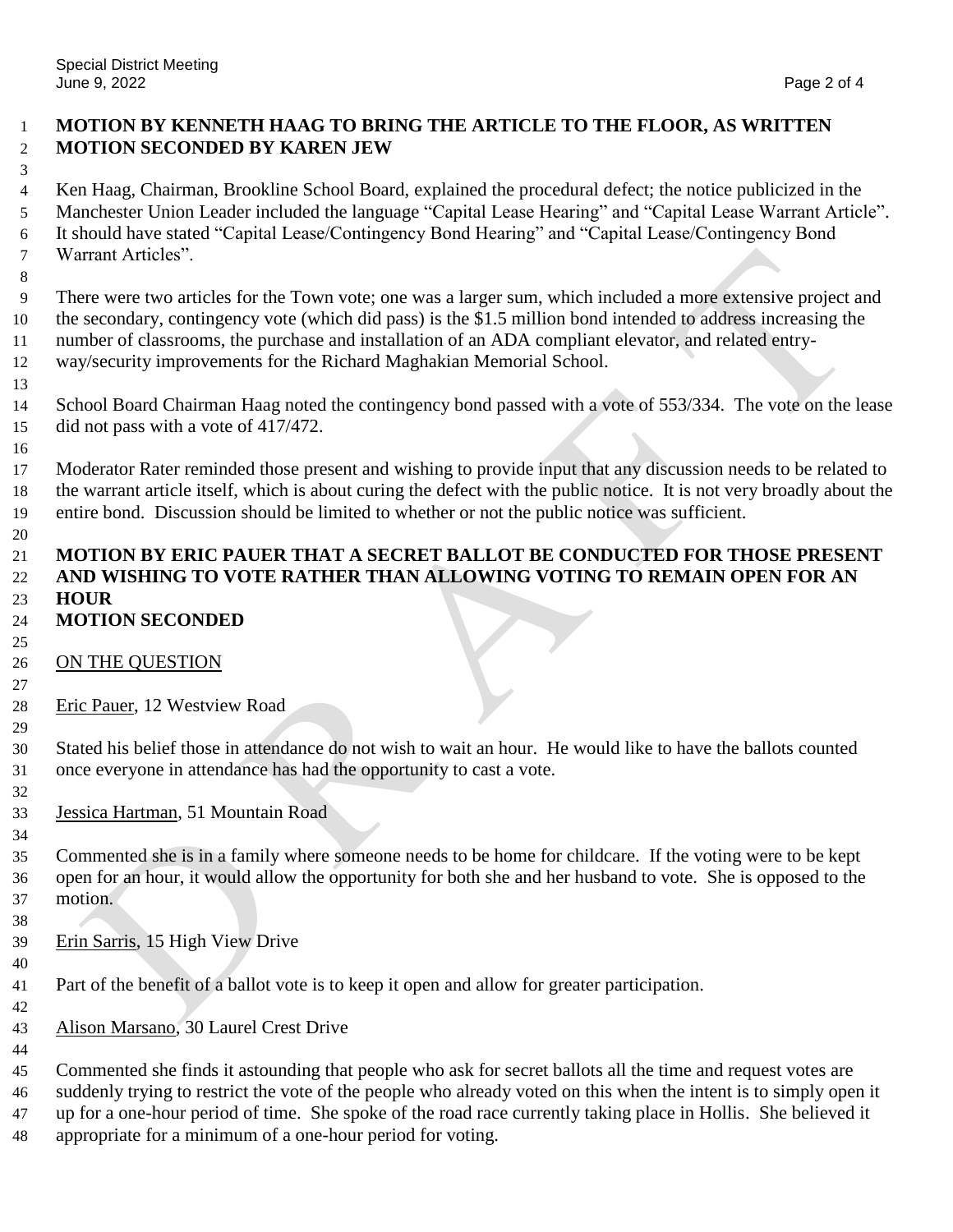**MOTION BY KENNETH HAAG TO BRING THE ARTICLE TO THE FLOOR, AS WRITTEN**
**MOTION SECONDED BY KAREN JEW**

Ken Haag, Chairman, Brookline School Board, explained the procedural defect; the notice publicized in the Manchester Union Leader included the language "Capital Lease Hearing" and "Capital Lease Warrant Article". It should have stated "Capital Lease/Contingency Bond Hearing" and "Capital Lease/Contingency Bond Warrant Articles".

There were two articles for the Town vote; one was a larger sum, which included a more extensive project and the secondary, contingency vote (which did pass) is the $1.5 million bond intended to address increasing the number of classrooms, the purchase and installation of an ADA compliant elevator, and related entry-way/security improvements for the Richard Maghakian Memorial School.

School Board Chairman Haag noted the contingency bond passed with a vote of 553/334. The vote on the lease did not pass with a vote of 417/472.

Moderator Rater reminded those present and wishing to provide input that any discussion needs to be related to the warrant article itself, which is about curing the defect with the public notice. It is not very broadly about the entire bond. Discussion should be limited to whether or not the public notice was sufficient.

**MOTION BY ERIC PAUER THAT A SECRET BALLOT BE CONDUCTED FOR THOSE PRESENT AND WISHING TO VOTE RATHER THAN ALLOWING VOTING TO REMAIN OPEN FOR AN HOUR**
**MOTION SECONDED**

<u>ON THE QUESTION</u>

<u>Eric Pauer</u>, 12 Westview Road

Stated his belief those in attendance do not wish to wait an hour. He would like to have the ballots counted once everyone in attendance has had the opportunity to cast a vote.

<u>Jessica Hartman</u>, 51 Mountain Road

Commented she is in a family where someone needs to be home for childcare. If the voting were to be kept open for an hour, it would allow the opportunity for both she and her husband to vote. She is opposed to the motion.

<u>Erin Sarris</u>, 15 High View Drive

Part of the benefit of a ballot vote is to keep it open and allow for greater participation.

<u>Alison Marsano</u>, 30 Laurel Crest Drive

Commented she finds it astounding that people who ask for secret ballots all the time and request votes are suddenly trying to restrict the vote of the people who already voted on this when the intent is to simply open it up for a one-hour period of time. She spoke of the road race currently taking place in Hollis. She believed it appropriate for a minimum of a one-hour period for voting.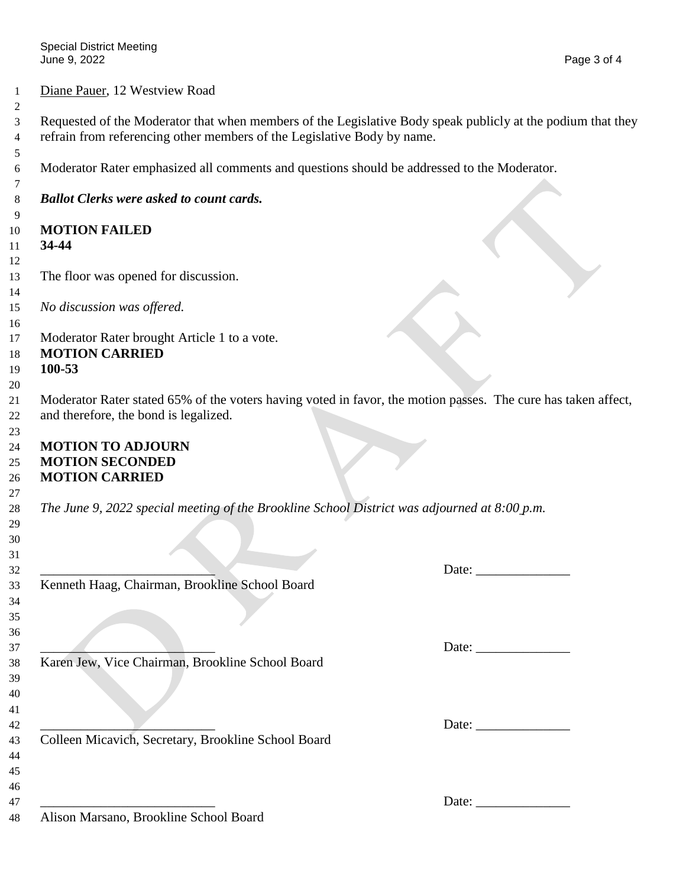Diane Pauer, 12 Westview Road

Requested of the Moderator that when members of the Legislative Body speak publicly at the podium that they refrain from referencing other members of the Legislative Body by name.

Moderator Rater emphasized all comments and questions should be addressed to the Moderator.

***Ballot Clerks were asked to count cards.***

**MOTION FAILED**
**34-44**

The floor was opened for discussion.

*No discussion was offered.*

Moderator Rater brought Article 1 to a vote.
**MOTION CARRIED**
**100-53**

Moderator Rater stated 65% of the voters having voted in favor, the motion passes. The cure has taken affect, and therefore, the bond is legalized.

**MOTION TO ADJOURN**
**MOTION SECONDED**
**MOTION CARRIED**

*The June 9, 2022 special meeting of the Brookline School District was adjourned at 8:00 p.m.*

\_\_\_\_\_\_\_\_\_\_\_\_\_\_\_\_\_\_\_\_\_\_\_\_\_\_ Date: \_\_\_\_\_\_\_\_\_\_\_\_\_\_
Kenneth Haag, Chairman, Brookline School Board

\_\_\_\_\_\_\_\_\_\_\_\_\_\_\_\_\_\_\_\_\_\_\_\_\_\_ Date: \_\_\_\_\_\_\_\_\_\_\_\_\_\_
Karen Jew, Vice Chairman, Brookline School Board

\_\_\_\_\_\_\_\_\_\_\_\_\_\_\_\_\_\_\_\_\_\_\_\_\_\_ Date: \_\_\_\_\_\_\_\_\_\_\_\_\_\_
Colleen Micavich, Secretary, Brookline School Board

\_\_\_\_\_\_\_\_\_\_\_\_\_\_\_\_\_\_\_\_\_\_\_\_\_\_ Date: \_\_\_\_\_\_\_\_\_\_\_\_\_\_
Alison Marsano, Brookline School Board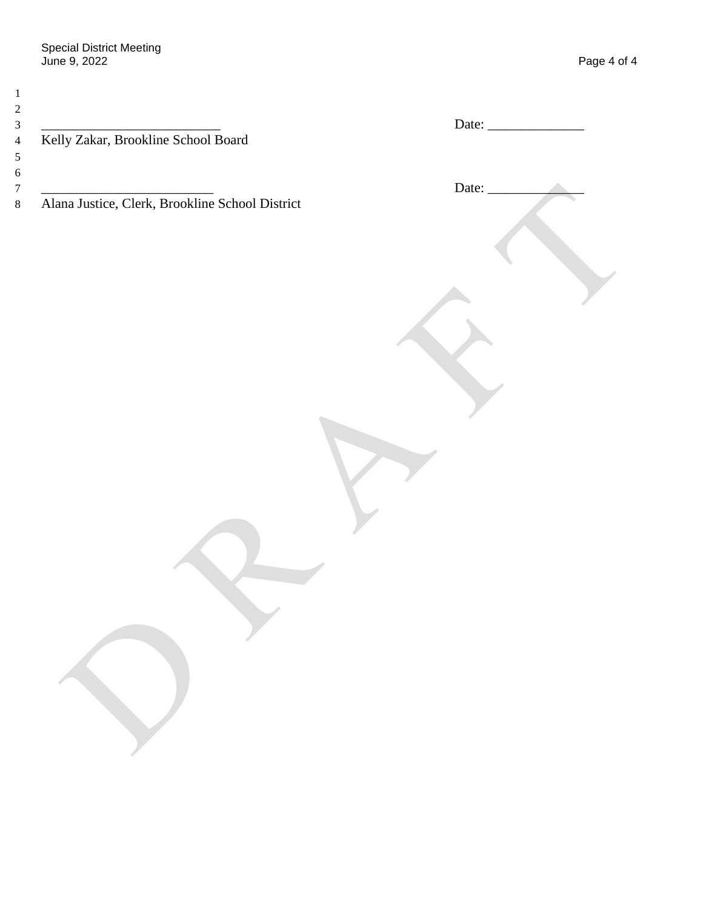__________________________ Date: ______________

Kelly Zakar, Brookline School Board

________________________ Date: ______________

Alana Justice, Clerk, Brookline School District